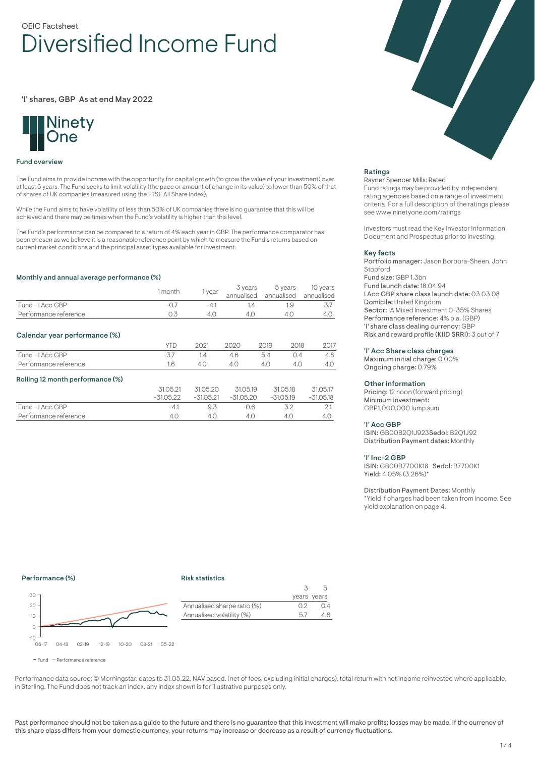OEIC Factsheet

# Diversified Income Fund

'I' shares, GBP  As at end May 2022

Ninety One

## Fund overview

The Fund aims to provide income with the opportunity for capital growth (to grow the value of your investment) over at least 5 years. The Fund seeks to limit volatility (the pace or amount of change in its value) to lower than 50% of that of shares of UK companies (measured using the FTSE All Share Index).

While the Fund aims to have volatility of less than 50% of UK companies there is no guarantee that this will be achieved and there may be times when the Fund's volatility is higher than this level.

The Fund's performance can be compared to a return of 4% each year in GBP. The performance comparator has been chosen as we believe it is a reasonable reference point by which to measure the Fund's returns based on current market conditions and the principal asset types available for investment.

### Monthly and annual average performance (%)

| | 1 month | 1 year | 3 years annualised | 5 years annualised | 10 years annualised |
|---|---|---|---|---|---|
| Fund - I Acc GBP | -0.7 | -4.1 | 1.4 | 1.9 | 3.7 |
| Performance reference | 0.3 | 4.0 | 4.0 | 4.0 | 4.0 |

### Calendar year performance (%)

| | YTD | 2021 | 2020 | 2019 | 2018 | 2017 |
|---|---|---|---|---|---|---|
| Fund - I Acc GBP | -3.7 | 1.4 | 4.6 | 5.4 | 0.4 | 4.8 |
| Performance reference | 1.6 | 4.0 | 4.0 | 4.0 | 4.0 | 4.0 |

### Rolling 12 month performance (%)

| | 31.05.21 -31.05.22 | 31.05.20 -31.05.21 | 31.05.19 -31.05.20 | 31.05.18 -31.05.19 | 31.05.17 -31.05.18 |
|---|---|---|---|---|---|
| Fund - I Acc GBP | -4.1 | 9.3 | -0.6 | 3.2 | 2.1 |
| Performance reference | 4.0 | 4.0 | 4.0 | 4.0 | 4.0 |

### Ratings

Rayner Spencer Mills: Rated

Fund ratings may be provided by independent rating agencies based on a range of investment criteria. For a full description of the ratings please see www.ninetyone.com/ratings

Investors must read the Key Investor Information Document and Prospectus prior to investing

### Key facts

**Portfolio manager:** Jason Borbora-Sheen, John Stopford
**Fund size:** GBP 1.3bn
**Fund launch date:** 18.04.94
**I Acc GBP share class launch date:** 03.03.08
**Domicile:** United Kingdom
**Sector:** IA Mixed Investment 0-35% Shares
**Performance reference:** 4% p.a. (GBP)
**'I' share class dealing currency:** GBP
**Risk and reward profile (KIID SRRI):** 3 out of 7

### 'I' Acc Share class charges

**Maximum initial charge:** 0.00%
**Ongoing charge:** 0.79%

### Other information

**Pricing:** 12 noon (forward pricing)
**Minimum investment:** GBP1,000,000 lump sum

### 'I' Acc GBP

**ISIN:** GB00B2Q1J923 **Sedol:** B2Q1J92
**Distribution Payment dates:** Monthly

### 'I' Inc-2 GBP

**ISIN:** GB00B7700K18 **Sedol:** B7700K1
**Yield:** 4.05% (3.26%)*

Distribution Payment Dates: Monthly
*Yield if charges had been taken from income. See yield explanation on page 4.

### Performance (%)

— Fund — Performance reference

### Risk statistics

| | 3 years | 5 years |
|---|---|---|
| Annualised sharpe ratio (%) | 0.2 | 0.4 |
| Annualised volatility (%) | 5.7 | 4.6 |

Performance data source: © Morningstar, dates to 31.05.22, NAV based, (net of fees, excluding initial charges), total return with net income reinvested where applicable, in Sterling. The Fund does not track an index, any index shown is for illustrative purposes only.

Past performance should not be taken as a guide to the future and there is no guarantee that this investment will make profits; losses may be made. If the currency of this share class differs from your domestic currency, your returns may increase or decrease as a result of currency fluctuations.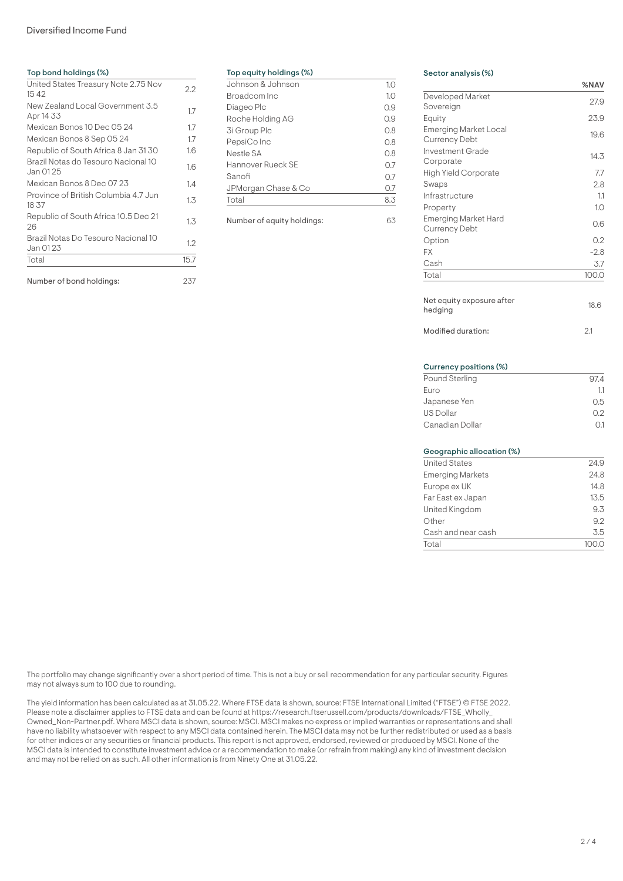### Top bond holdings (%)

| Holding | % |
|---|---|
| United States Treasury Note 2.75 Nov 15 42 | 2.2 |
| New Zealand Local Government 3.5 Apr 14 33 | 1.7 |
| Mexican Bonos 10 Dec 05 24 | 1.7 |
| Mexican Bonos 8 Sep 05 24 | 1.7 |
| Republic of South Africa 8 Jan 31 30 | 1.6 |
| Brazil Notas do Tesouro Nacional 10 Jan 01 25 | 1.6 |
| Mexican Bonos 8 Dec 07 23 | 1.4 |
| Province of British Columbia 4.7 Jun 18 37 | 1.3 |
| Republic of South Africa 10.5 Dec 21 26 | 1.3 |
| Brazil Notas Do Tesouro Nacional 10 Jan 01 23 | 1.2 |
| Total | 15.7 |

Number of bond holdings: 237

### Top equity holdings (%)

| Holding | % |
|---|---|
| Johnson & Johnson | 1.0 |
| Broadcom Inc | 1.0 |
| Diageo Plc | 0.9 |
| Roche Holding AG | 0.9 |
| 3i Group Plc | 0.8 |
| PepsiCo Inc | 0.8 |
| Nestle SA | 0.8 |
| Hannover Rueck SE | 0.7 |
| Sanofi | 0.7 |
| JPMorgan Chase & Co | 0.7 |
| Total | 8.3 |

Number of equity holdings: 63

### Sector analysis (%)

| | %NAV |
|---|---|
| Developed Market Sovereign | 27.9 |
| Equity | 23.9 |
| Emerging Market Local Currency Debt | 19.6 |
| Investment Grade Corporate | 14.3 |
| High Yield Corporate | 7.7 |
| Swaps | 2.8 |
| Infrastructure | 1.1 |
| Property | 1.0 |
| Emerging Market Hard Currency Debt | 0.6 |
| Option | 0.2 |
| FX | -2.8 |
| Cash | 3.7 |
| Total | 100.0 |

Net equity exposure after hedging: 18.6

Modified duration: 2.1

### Currency positions (%)

| Currency | % |
|---|---|
| Pound Sterling | 97.4 |
| Euro | 1.1 |
| Japanese Yen | 0.5 |
| US Dollar | 0.2 |
| Canadian Dollar | 0.1 |

### Geographic allocation (%)

| Region | % |
|---|---|
| United States | 24.9 |
| Emerging Markets | 24.8 |
| Europe ex UK | 14.8 |
| Far East ex Japan | 13.5 |
| United Kingdom | 9.3 |
| Other | 9.2 |
| Cash and near cash | 3.5 |
| Total | 100.0 |

The portfolio may change significantly over a short period of time. This is not a buy or sell recommendation for any particular security. Figures may not always sum to 100 due to rounding.

The yield information has been calculated as at 31.05.22. Where FTSE data is shown, source: FTSE International Limited ("FTSE") © FTSE 2022. Please note a disclaimer applies to FTSE data and can be found at https://research.ftserussell.com/products/downloads/FTSE_Wholly_Owned_Non-Partner.pdf. Where MSCI data is shown, source: MSCI. MSCI makes no express or implied warranties or representations and shall have no liability whatsoever with respect to any MSCI data contained herein. The MSCI data may not be further redistributed or used as a basis for other indices or any securities or financial products. This report is not approved, endorsed, reviewed or produced by MSCI. None of the MSCI data is intended to constitute investment advice or a recommendation to make (or refrain from making) any kind of investment decision and may not be relied on as such. All other information is from Ninety One at 31.05.22.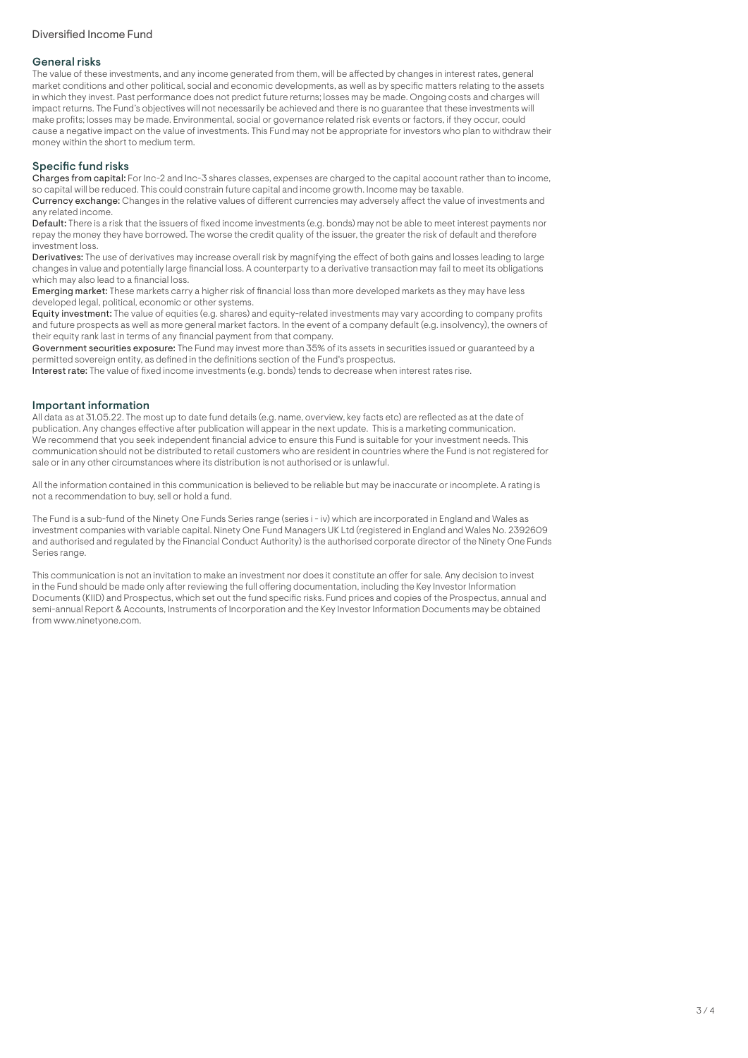## General risks

The value of these investments, and any income generated from them, will be affected by changes in interest rates, general market conditions and other political, social and economic developments, as well as by specific matters relating to the assets in which they invest. Past performance does not predict future returns; losses may be made. Ongoing costs and charges will impact returns. The Fund's objectives will not necessarily be achieved and there is no guarantee that these investments will make profits; losses may be made. Environmental, social or governance related risk events or factors, if they occur, could cause a negative impact on the value of investments. This Fund may not be appropriate for investors who plan to withdraw their money within the short to medium term.

## Specific fund risks

**Charges from capital:** For Inc-2 and Inc-3 shares classes, expenses are charged to the capital account rather than to income, so capital will be reduced. This could constrain future capital and income growth. Income may be taxable.

**Currency exchange:** Changes in the relative values of different currencies may adversely affect the value of investments and any related income.

**Default:** There is a risk that the issuers of fixed income investments (e.g. bonds) may not be able to meet interest payments nor repay the money they have borrowed. The worse the credit quality of the issuer, the greater the risk of default and therefore investment loss.

**Derivatives:** The use of derivatives may increase overall risk by magnifying the effect of both gains and losses leading to large changes in value and potentially large financial loss. A counterparty to a derivative transaction may fail to meet its obligations which may also lead to a financial loss.

**Emerging market:** These markets carry a higher risk of financial loss than more developed markets as they may have less developed legal, political, economic or other systems.

**Equity investment:** The value of equities (e.g. shares) and equity-related investments may vary according to company profits and future prospects as well as more general market factors. In the event of a company default (e.g. insolvency), the owners of their equity rank last in terms of any financial payment from that company.

**Government securities exposure:** The Fund may invest more than 35% of its assets in securities issued or guaranteed by a permitted sovereign entity, as defined in the definitions section of the Fund's prospectus.

**Interest rate:** The value of fixed income investments (e.g. bonds) tends to decrease when interest rates rise.

## Important information

All data as at 31.05.22. The most up to date fund details (e.g. name, overview, key facts etc) are reflected as at the date of publication. Any changes effective after publication will appear in the next update. This is a marketing communication. We recommend that you seek independent financial advice to ensure this Fund is suitable for your investment needs. This communication should not be distributed to retail customers who are resident in countries where the Fund is not registered for sale or in any other circumstances where its distribution is not authorised or is unlawful.

All the information contained in this communication is believed to be reliable but may be inaccurate or incomplete. A rating is not a recommendation to buy, sell or hold a fund.

The Fund is a sub-fund of the Ninety One Funds Series range (series i - iv) which are incorporated in England and Wales as investment companies with variable capital. Ninety One Fund Managers UK Ltd (registered in England and Wales No. 2392609 and authorised and regulated by the Financial Conduct Authority) is the authorised corporate director of the Ninety One Funds Series range.

This communication is not an invitation to make an investment nor does it constitute an offer for sale. Any decision to invest in the Fund should be made only after reviewing the full offering documentation, including the Key Investor Information Documents (KIID) and Prospectus, which set out the fund specific risks. Fund prices and copies of the Prospectus, annual and semi-annual Report & Accounts, Instruments of Incorporation and the Key Investor Information Documents may be obtained from www.ninetyone.com.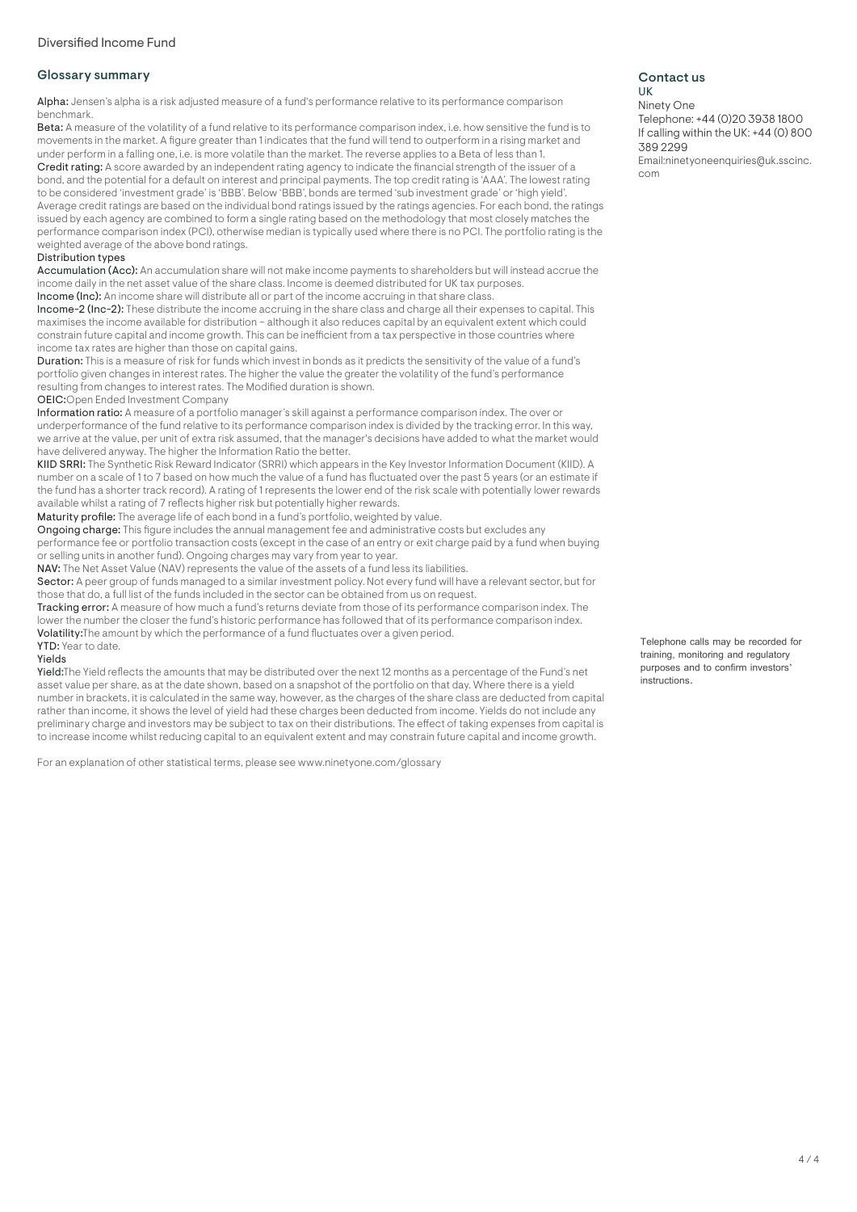## Glossary summary

**Alpha:** Jensen's alpha is a risk adjusted measure of a fund's performance relative to its performance comparison benchmark.

**Beta:** A measure of the volatility of a fund relative to its performance comparison index, i.e. how sensitive the fund is to movements in the market. A figure greater than 1 indicates that the fund will tend to outperform in a rising market and under perform in a falling one, i.e. is more volatile than the market. The reverse applies to a Beta of less than 1.

**Credit rating:** A score awarded by an independent rating agency to indicate the financial strength of the issuer of a bond, and the potential for a default on interest and principal payments. The top credit rating is 'AAA'. The lowest rating to be considered 'investment grade' is 'BBB'. Below 'BBB', bonds are termed 'sub investment grade' or 'high yield'. Average credit ratings are based on the individual bond ratings issued by the ratings agencies. For each bond, the ratings issued by each agency are combined to form a single rating based on the methodology that most closely matches the performance comparison index (PCI), otherwise median is typically used where there is no PCI. The portfolio rating is the weighted average of the above bond ratings.

Distribution types

**Accumulation (Acc):** An accumulation share will not make income payments to shareholders but will instead accrue the income daily in the net asset value of the share class. Income is deemed distributed for UK tax purposes.

**Income (Inc):** An income share will distribute all or part of the income accruing in that share class.

**Income-2 (Inc-2):** These distribute the income accruing in the share class and charge all their expenses to capital. This maximises the income available for distribution – although it also reduces capital by an equivalent extent which could constrain future capital and income growth. This can be inefficient from a tax perspective in those countries where income tax rates are higher than those on capital gains.

**Duration:** This is a measure of risk for funds which invest in bonds as it predicts the sensitivity of the value of a fund's portfolio given changes in interest rates. The higher the value the greater the volatility of the fund's performance resulting from changes to interest rates. The Modified duration is shown.

**OEIC:** Open Ended Investment Company

**Information ratio:** A measure of a portfolio manager's skill against a performance comparison index. The over or underperformance of the fund relative to its performance comparison index is divided by the tracking error. In this way, we arrive at the value, per unit of extra risk assumed, that the manager's decisions have added to what the market would have delivered anyway. The higher the Information Ratio the better.

**KIID SRRI:** The Synthetic Risk Reward Indicator (SRRI) which appears in the Key Investor Information Document (KIID). A number on a scale of 1 to 7 based on how much the value of a fund has fluctuated over the past 5 years (or an estimate if the fund has a shorter track record). A rating of 1 represents the lower end of the risk scale with potentially lower rewards available whilst a rating of 7 reflects higher risk but potentially higher rewards.

**Maturity profile:** The average life of each bond in a fund's portfolio, weighted by value.

**Ongoing charge:** This figure includes the annual management fee and administrative costs but excludes any performance fee or portfolio transaction costs (except in the case of an entry or exit charge paid by a fund when buying or selling units in another fund). Ongoing charges may vary from year to year.

**NAV:** The Net Asset Value (NAV) represents the value of the assets of a fund less its liabilities.

**Sector:** A peer group of funds managed to a similar investment policy. Not every fund will have a relevant sector, but for those that do, a full list of the funds included in the sector can be obtained from us on request.

**Tracking error:** A measure of how much a fund's returns deviate from those of its performance comparison index. The lower the number the closer the fund's historic performance has followed that of its performance comparison index.

**Volatility:** The amount by which the performance of a fund fluctuates over a given period.

**YTD:** Year to date.

Yields

**Yield:** The Yield reflects the amounts that may be distributed over the next 12 months as a percentage of the Fund's net asset value per share, as at the date shown, based on a snapshot of the portfolio on that day. Where there is a yield number in brackets, it is calculated in the same way, however, as the charges of the share class are deducted from capital rather than income, it shows the level of yield had these charges been deducted from income. Yields do not include any preliminary charge and investors may be subject to tax on their distributions. The effect of taking expenses from capital is to increase income whilst reducing capital to an equivalent extent and may constrain future capital and income growth.

For an explanation of other statistical terms, please see www.ninetyone.com/glossary

## Contact us

UK

Ninety One

Telephone: +44 (0)20 3938 1800

If calling within the UK: +44 (0) 800 389 2299

Email:ninetyoneenquiries@uk.sscinc.com

Telephone calls may be recorded for training, monitoring and regulatory purposes and to confirm investors' instructions.